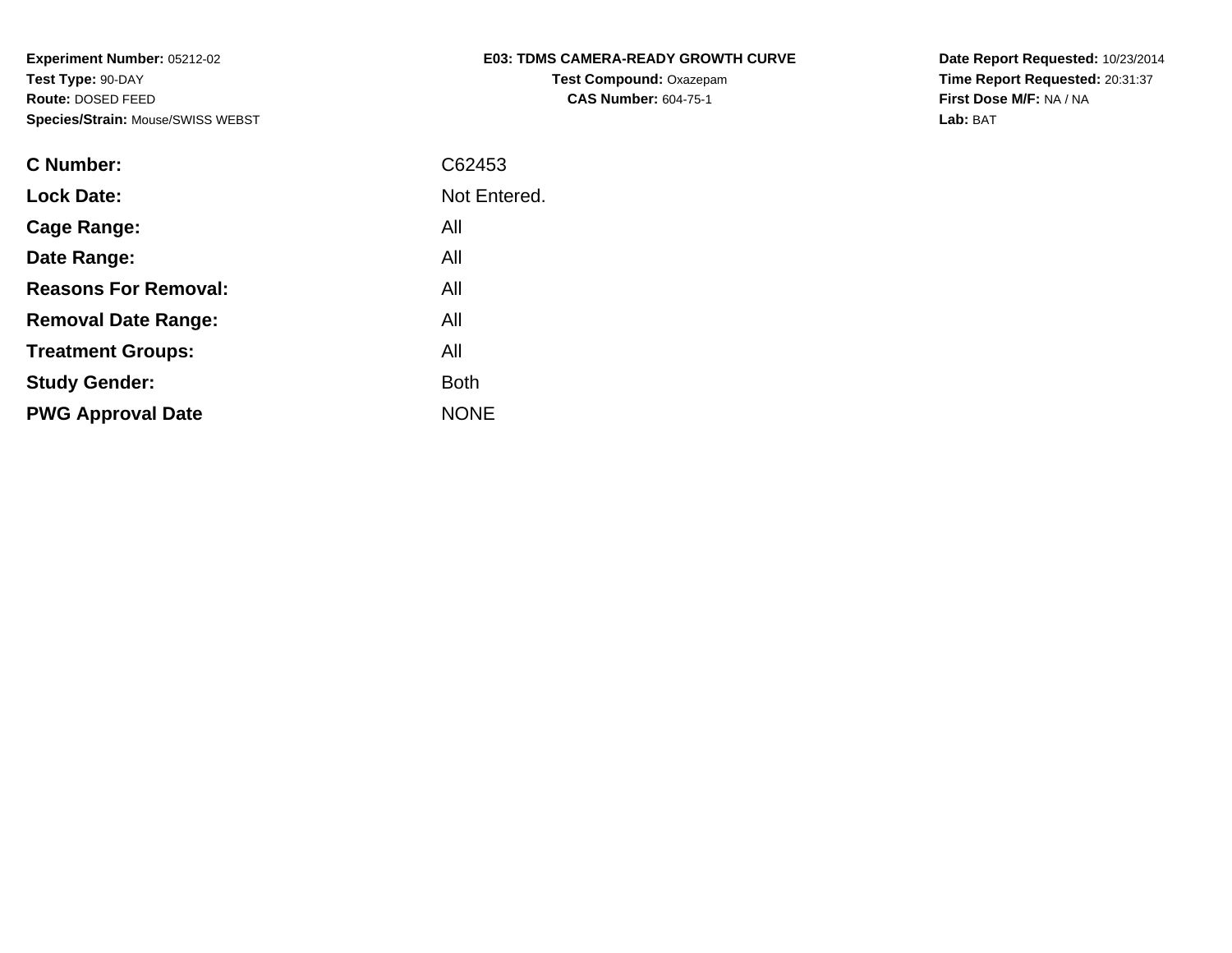**Experiment Number:** 05212-02
**Test Type:** 90-DAY
**Route:** DOSED FEED
**Species/Strain:** Mouse/SWISS WEBST

**E03: TDMS CAMERA-READY GROWTH CURVE**
**Test Compound:** Oxazepam
**CAS Number:** 604-75-1

**Date Report Requested:** 10/23/2014
**Time Report Requested:** 20:31:37
**First Dose M/F:** NA / NA
**Lab:** BAT

| | |
|---|---|
| **C Number:** | C62453 |
| **Lock Date:** | Not Entered. |
| **Cage Range:** | All |
| **Date Range:** | All |
| **Reasons For Removal:** | All |
| **Removal Date Range:** | All |
| **Treatment Groups:** | All |
| **Study Gender:** | Both |
| **PWG Approval Date** | NONE |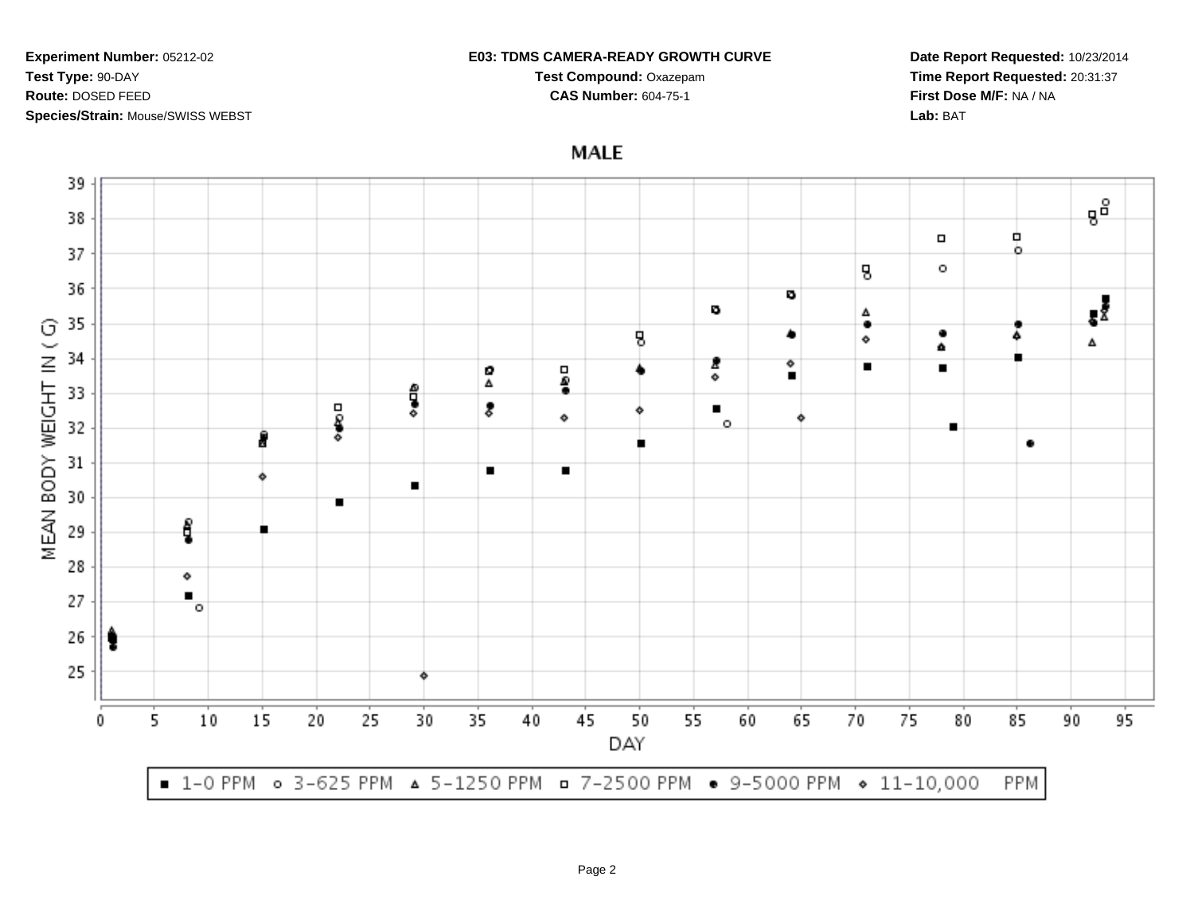**Experiment Number:** 05212-02
**Test Type:** 90-DAY
**Route:** DOSED FEED
**Species/Strain:** Mouse/SWISS WEBST

**E03: TDMS CAMERA-READY GROWTH CURVE**
**Test Compound:** Oxazepam
**CAS Number:** 604-75-1

**Date Report Requested:** 10/23/2014
**Time Report Requested:** 20:31:37
**First Dose M/F:** NA / NA
**Lab:** BAT

MALE

MEAN BODY WEIGHT IN ( G)

DAY

■ 1-0 PPM ○ 3-625 PPM △ 5-1250 PPM □ 7-2500 PPM ● 9-5000 PPM ◇ 11-10,000 PPM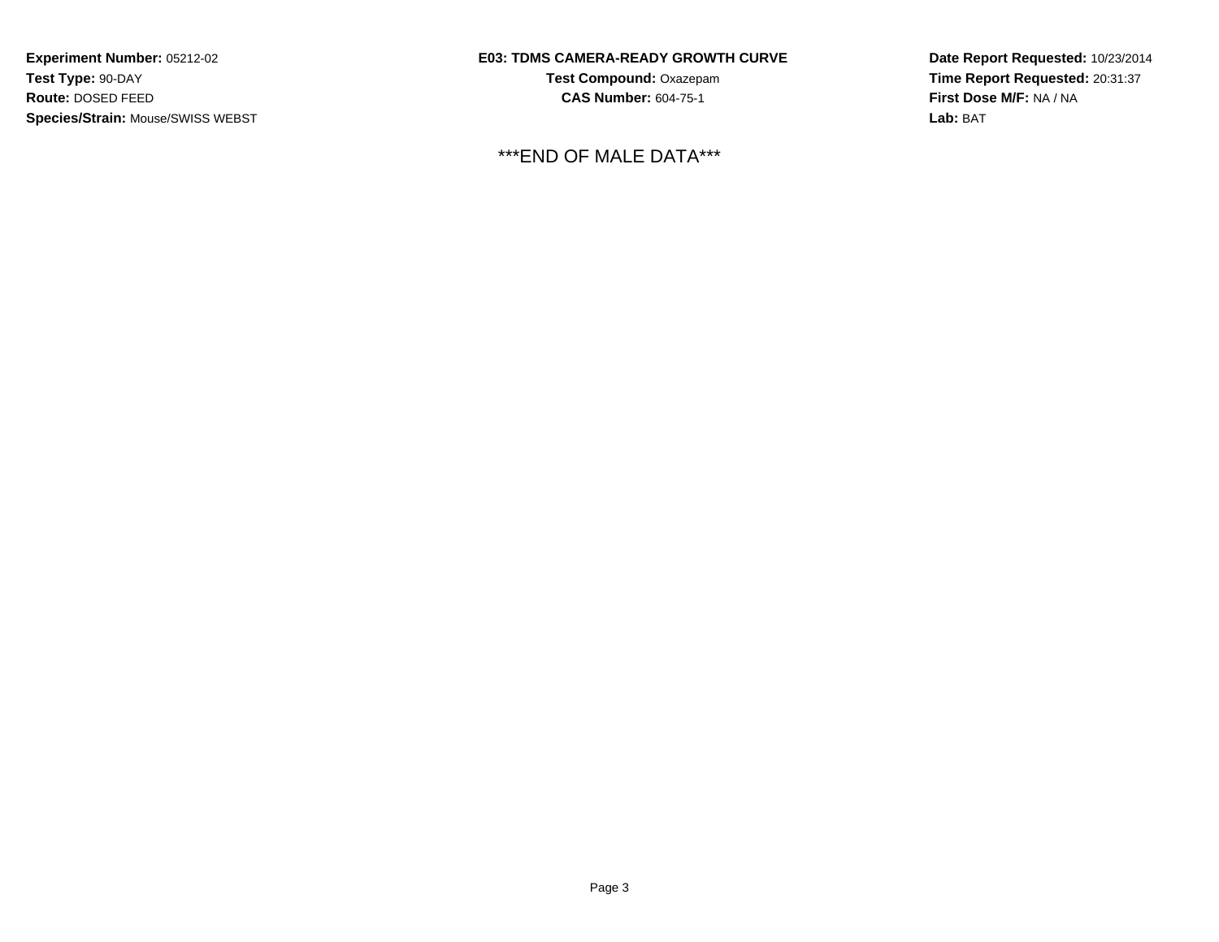**Experiment Number:** 05212-02
**Test Type:** 90-DAY
**Route:** DOSED FEED
**Species/Strain:** Mouse/SWISS WEBST

**E03: TDMS CAMERA-READY GROWTH CURVE**
**Test Compound:** Oxazepam
**CAS Number:** 604-75-1

**Date Report Requested:** 10/23/2014
**Time Report Requested:** 20:31:37
**First Dose M/F:** NA / NA
**Lab:** BAT

\*\*\*END OF MALE DATA\*\*\*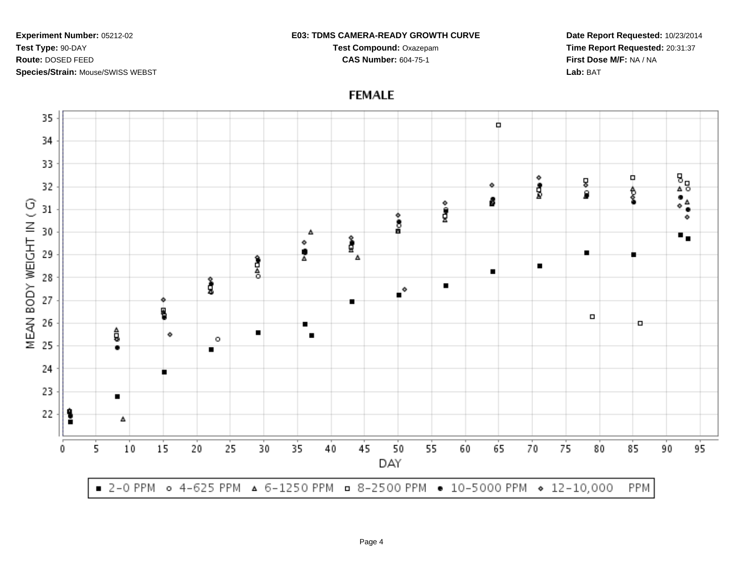**Experiment Number:** 05212-02

**Test Type:** 90-DAY

**Route:** DOSED FEED

**Species/Strain:** Mouse/SWISS WEBST

**E03: TDMS CAMERA-READY GROWTH CURVE**

**Test Compound:** Oxazepam

**CAS Number:** 604-75-1

**Date Report Requested:** 10/23/2014

**Time Report Requested:** 20:31:37

**First Dose M/F:** NA / NA

**Lab:** BAT

## FEMALE

MEAN BODY WEIGHT IN ( G )

DAY

■ 2-0 PPM ○ 4-625 PPM △ 6-1250 PPM □ 8-2500 PPM ● 10-5000 PPM ◇ 12-10,000 PPM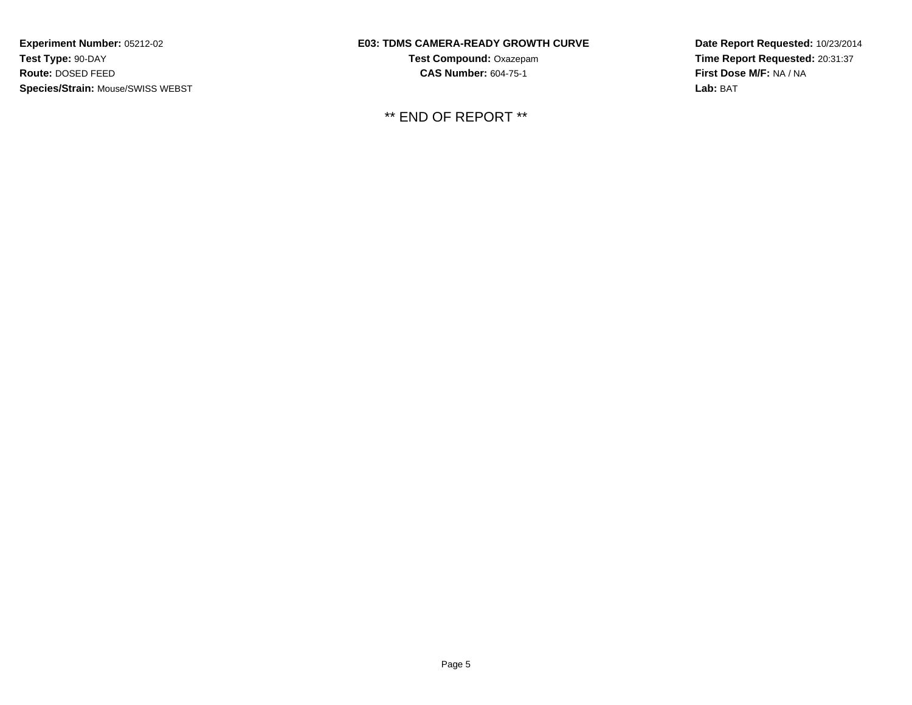**Experiment Number:** 05212-02
**Test Type:** 90-DAY
**Route:** DOSED FEED
**Species/Strain:** Mouse/SWISS WEBST

**E03: TDMS CAMERA-READY GROWTH CURVE**
**Test Compound:** Oxazepam
**CAS Number:** 604-75-1

**Date Report Requested:** 10/23/2014
**Time Report Requested:** 20:31:37
**First Dose M/F:** NA / NA
**Lab:** BAT

** END OF REPORT **